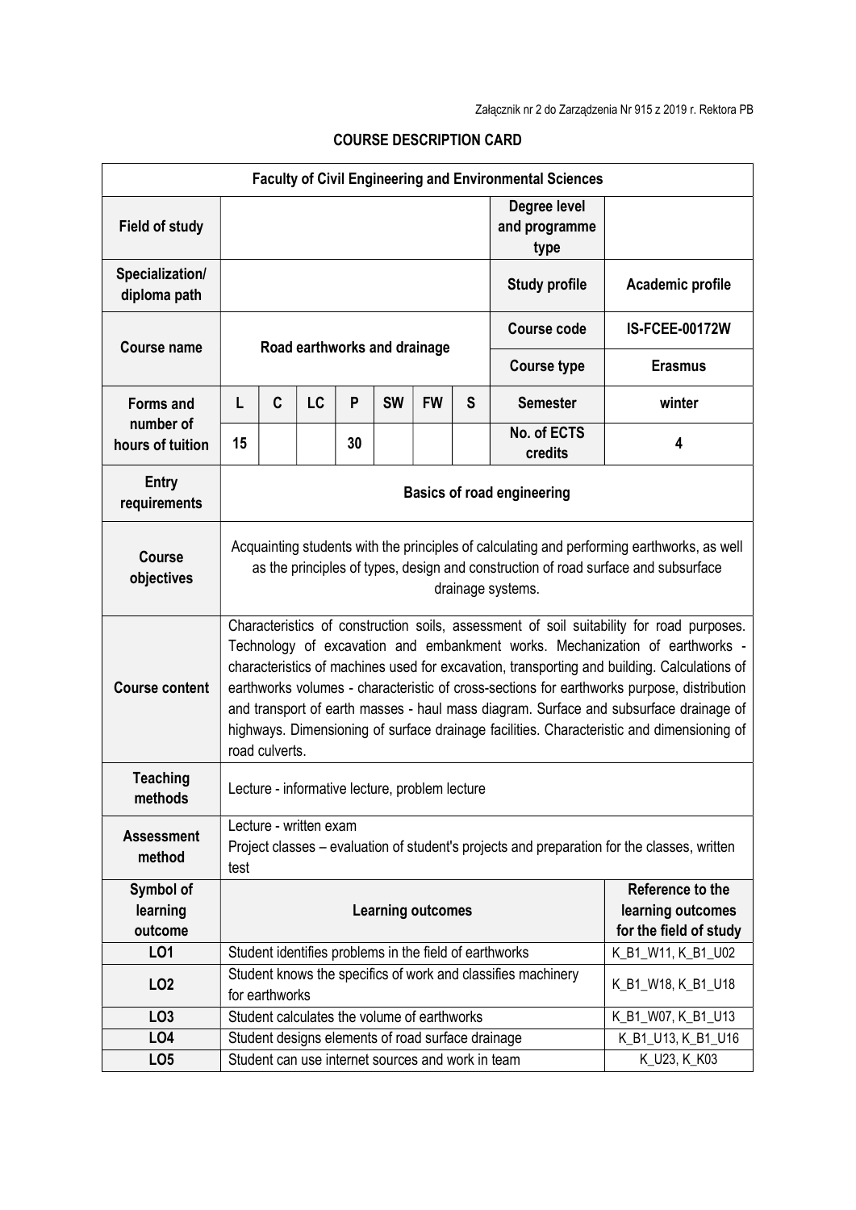Załącznik nr 2 do Zarządzenia Nr 915 z 2019 r. Rektora PB

# COURSE DESCRIPTION CARD

| **Faculty of Civil Engineering and Environmental Sciences** | | | | | | | | | |
|---|---|---|---|---|---|---|---|---|---|
| **Field of study** | | | | | | | | **Degree level and programme type** | |
| **Specialization/ diploma path** | | | | | | | | **Study profile** | **Academic profile** |
| **Course name** | **Road earthworks and drainage** | | | | | | | **Course code** | **IS-FCEE-00172W** |
| | | | | | | | | **Course type** | **Erasmus** |
| **Forms and number of hours of tuition** | **L** | **C** | **LC** | **P** | **SW** | **FW** | **S** | **Semester** | **winter** |
| | **15** | | | **30** | | | | **No. of ECTS credits** | **4** |
| **Entry requirements** | **Basics of road engineering** | | | | | | | | |
| **Course objectives** | Acquainting students with the principles of calculating and performing earthworks, as well as the principles of types, design and construction of road surface and subsurface drainage systems. | | | | | | | | |
| **Course content** | Characteristics of construction soils, assessment of soil suitability for road purposes. Technology of excavation and embankment works. Mechanization of earthworks - characteristics of machines used for excavation, transporting and building. Calculations of earthworks volumes - characteristic of cross-sections for earthworks purpose, distribution and transport of earth masses - haul mass diagram. Surface and subsurface drainage of highways. Dimensioning of surface drainage facilities. Characteristic and dimensioning of road culverts. | | | | | | | | |
| **Teaching methods** | Lecture - informative lecture, problem lecture | | | | | | | | |
| **Assessment method** | Lecture - written exam<br>Project classes – evaluation of student's projects and preparation for the classes, written test | | | | | | | | |

| **Symbol of learning outcome** | **Learning outcomes** | **Reference to the learning outcomes for the field of study** |
|---|---|---|
| **LO1** | Student identifies problems in the field of earthworks | K_B1_W11, K_B1_U02 |
| **LO2** | Student knows the specifics of work and classifies machinery for earthworks | K_B1_W18, K_B1_U18 |
| **LO3** | Student calculates the volume of earthworks | K_B1_W07, K_B1_U13 |
| **LO4** | Student designs elements of road surface drainage | K_B1_U13, K_B1_U16 |
| **LO5** | Student can use internet sources and work in team | K_U23, K_K03 |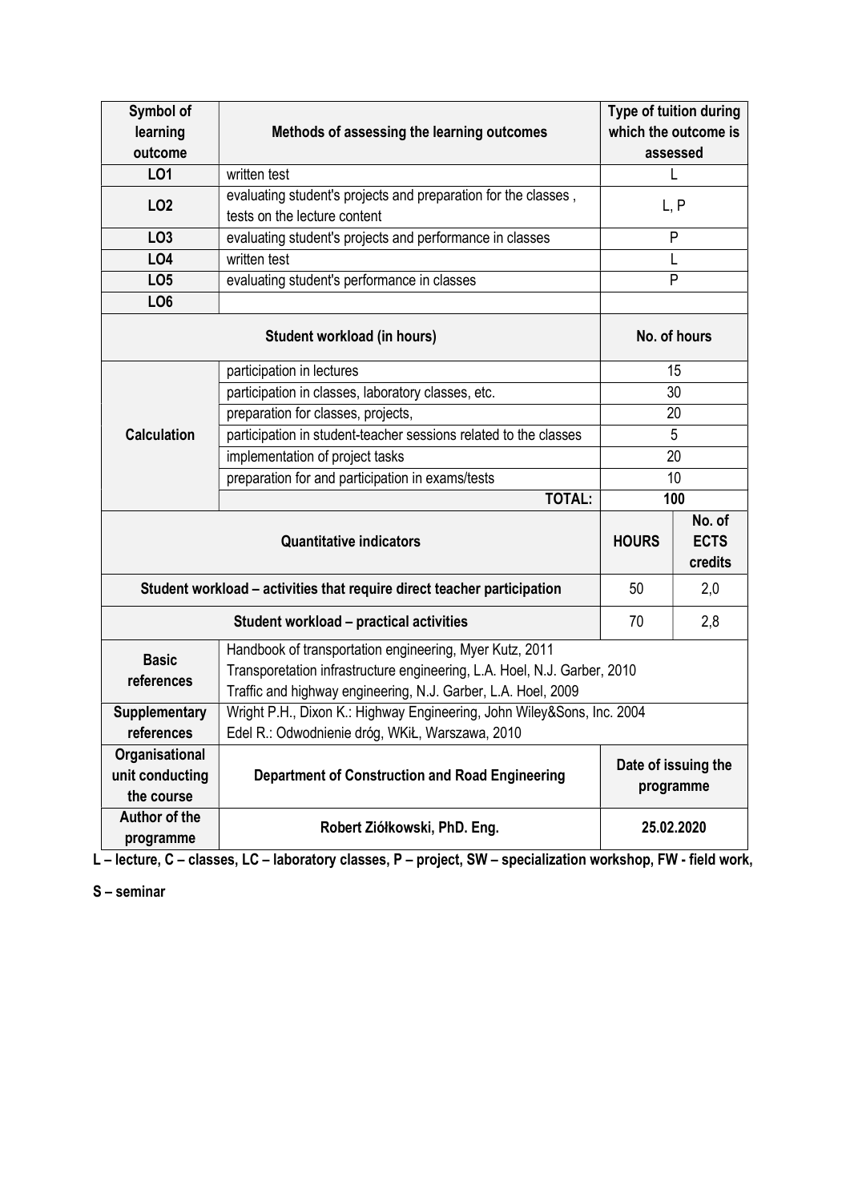| Symbol of learning outcome | Methods of assessing the learning outcomes | Type of tuition during which the outcome is assessed |
|---|---|---|
| **LO1** | written test | L |
| **LO2** | evaluating student's projects and preparation for the classes , tests on the lecture content | L, P |
| **LO3** | evaluating student's projects and performance in classes | P |
| **LO4** | written test | L |
| **LO5** | evaluating student's performance in classes | P |
| **LO6** | | |

| Student workload (in hours) | | No. of hours |
|---|---|---|
| **Calculation** | participation in lectures | 15 |
| | participation in classes, laboratory classes, etc. | 30 |
| | preparation for classes, projects, | 20 |
| | participation in student-teacher sessions related to the classes | 5 |
| | implementation of project tasks | 20 |
| | preparation for and participation in exams/tests | 10 |
| | **TOTAL:** | **100** |

| Quantitative indicators | HOURS | No. of ECTS credits |
|---|---|---|
| **Student workload – activities that require direct teacher participation** | 50 | 2,0 |
| **Student workload – practical activities** | 70 | 2,8 |

| | | |
|---|---|---|
| **Basic references** | Handbook of transportation engineering, Myer Kutz, 2011<br>Transporetation infrastructure engineering, L.A. Hoel, N.J. Garber, 2010<br>Traffic and highway engineering, N.J. Garber, L.A. Hoel, 2009 | |
| **Supplementary references** | Wright P.H., Dixon K.: Highway Engineering, John Wiley&Sons, Inc. 2004<br>Edel R.: Odwodnienie dróg, WKiŁ, Warszawa, 2010 | |
| **Organisational unit conducting the course** | **Department of Construction and Road Engineering** | **Date of issuing the programme** |
| **Author of the programme** | **Robert Ziółkowski, PhD. Eng.** | **25.02.2020** |

**L – lecture, C – classes, LC – laboratory classes, P – project, SW – specialization workshop, FW - field work, S – seminar**